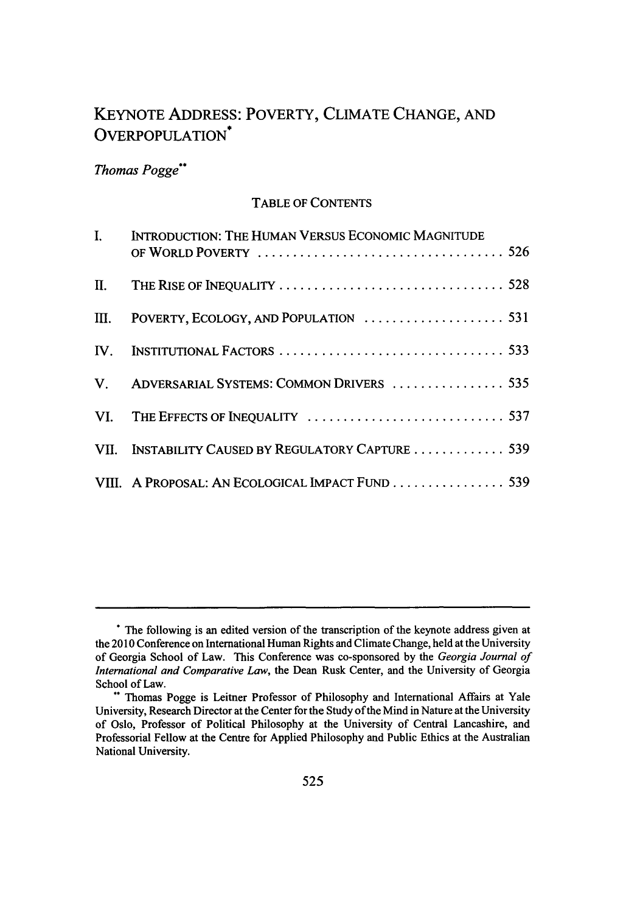# KEYNOTE ADDRESS: POVERTY, CLIMATE CHANGE, AND OVERPOPULATION*

*Thomas Pogge*\*\*

TABLE OF CONTENTS

| | | |
|---|---|---|
| I. | INTRODUCTION: THE HUMAN VERSUS ECONOMIC MAGNITUDE OF WORLD POVERTY | 526 |
| II. | THE RISE OF INEQUALITY | 528 |
| III. | POVERTY, ECOLOGY, AND POPULATION | 531 |
| IV. | INSTITUTIONAL FACTORS | 533 |
| V. | ADVERSARIAL SYSTEMS: COMMON DRIVERS | 535 |
| VI. | THE EFFECTS OF INEQUALITY | 537 |
| VII. | INSTABILITY CAUSED BY REGULATORY CAPTURE | 539 |
| VIII. | A PROPOSAL: AN ECOLOGICAL IMPACT FUND | 539 |

---

\* The following is an edited version of the transcription of the keynote address given at the 2010 Conference on International Human Rights and Climate Change, held at the University of Georgia School of Law. This Conference was co-sponsored by the *Georgia Journal of International and Comparative Law*, the Dean Rusk Center, and the University of Georgia School of Law.

\*\* Thomas Pogge is Leitner Professor of Philosophy and International Affairs at Yale University, Research Director at the Center for the Study of the Mind in Nature at the University of Oslo, Professor of Political Philosophy at the University of Central Lancashire, and Professorial Fellow at the Centre for Applied Philosophy and Public Ethics at the Australian National University.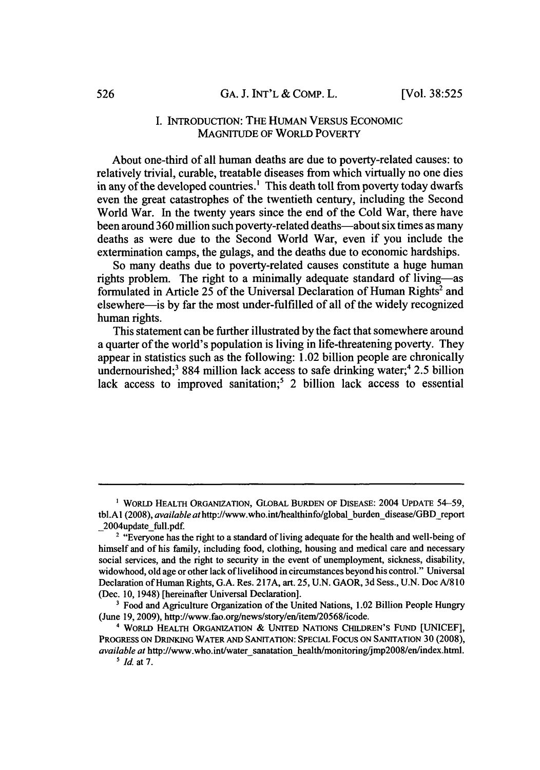## I. INTRODUCTION: THE HUMAN VERSUS ECONOMIC MAGNITUDE OF WORLD POVERTY

About one-third of all human deaths are due to poverty-related causes: to relatively trivial, curable, treatable diseases from which virtually no one dies in any of the developed countries.[1] This death toll from poverty today dwarfs even the great catastrophes of the twentieth century, including the Second World War. In the twenty years since the end of the Cold War, there have been around 360 million such poverty-related deaths—about six times as many deaths as were due to the Second World War, even if you include the extermination camps, the gulags, and the deaths due to economic hardships.

So many deaths due to poverty-related causes constitute a huge human rights problem. The right to a minimally adequate standard of living—as formulated in Article 25 of the Universal Declaration of Human Rights[2] and elsewhere—is by far the most under-fulfilled of all of the widely recognized human rights.

This statement can be further illustrated by the fact that somewhere around a quarter of the world's population is living in life-threatening poverty. They appear in statistics such as the following: 1.02 billion people are chronically undernourished;[3] 884 million lack access to safe drinking water;[4] 2.5 billion lack access to improved sanitation;[5] 2 billion lack access to essential

---

[1] WORLD HEALTH ORGANIZATION, GLOBAL BURDEN OF DISEASE: 2004 UPDATE 54–59, tbl.A1 (2008), *available at* http://www.who.int/healthinfo/global_burden_disease/GBD_report_2004update_full.pdf.

[2] "Everyone has the right to a standard of living adequate for the health and well-being of himself and of his family, including food, clothing, housing and medical care and necessary social services, and the right to security in the event of unemployment, sickness, disability, widowhood, old age or other lack of livelihood in circumstances beyond his control." Universal Declaration of Human Rights, G.A. Res. 217A, art. 25, U.N. GAOR, 3d Sess., U.N. Doc A/810 (Dec. 10, 1948) [hereinafter Universal Declaration].

[3] Food and Agriculture Organization of the United Nations, 1.02 Billion People Hungry (June 19, 2009), http://www.fao.org/news/story/en/item/20568/icode.

[4] WORLD HEALTH ORGANIZATION & UNITED NATIONS CHILDREN'S FUND [UNICEF], PROGRESS ON DRINKING WATER AND SANITATION: SPECIAL FOCUS ON SANITATION 30 (2008), *available at* http://www.who.int/water_sanatation_health/monitoring/jmp2008/en/index.html.

[5] *Id.* at 7.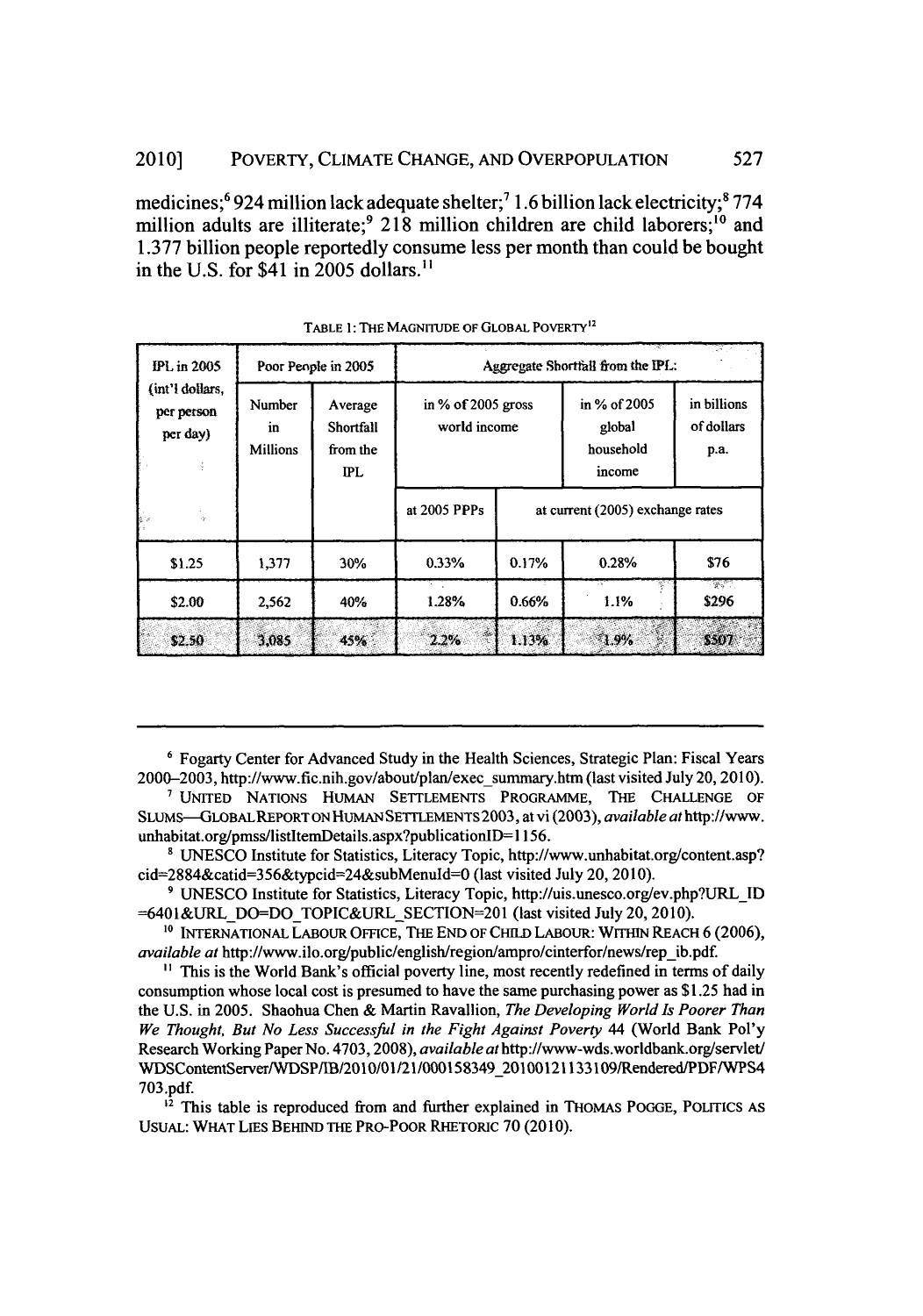medicines;[6] 924 million lack adequate shelter;[7] 1.6 billion lack electricity;[8] 774 million adults are illiterate;[9] 218 million children are child laborers;[10] and 1.377 billion people reportedly consume less per month than could be bought in the U.S. for $41 in 2005 dollars.[11]

TABLE 1: THE MAGNITUDE OF GLOBAL POVERTY[12]

| IPL in 2005 (int'l dollars, per person per day) | Poor People in 2005 | | Aggregate Shortfall from the IPL: | | | |
|---|---|---|---|---|---|---|
| | Number in Millions | Average Shortfall from the IPL | in % of 2005 gross world income | | in % of 2005 global household income | in billions of dollars p.a. |
| | | | at 2005 PPPs | at current (2005) exchange rates | | |
| $1.25 | 1,377 | 30% | 0.33% | 0.17% | 0.28% | $76 |
| $2.00 | 2,562 | 40% | 1.28% | 0.66% | 1.1% | $296 |
| $2.50 | 3,085 | 45% | 2.2% | 1.13% | 1.9% | $507 |

---

[6] Fogarty Center for Advanced Study in the Health Sciences, Strategic Plan: Fiscal Years 2000–2003, http://www.fic.nih.gov/about/plan/exec_summary.htm (last visited July 20, 2010).

[7] UNITED NATIONS HUMAN SETTLEMENTS PROGRAMME, THE CHALLENGE OF SLUMS—GLOBAL REPORT ON HUMAN SETTLEMENTS 2003, at vi (2003), *available at* http://www.unhabitat.org/pmss/listItemDetails.aspx?publicationID=1156.

[8] UNESCO Institute for Statistics, Literacy Topic, http://www.unhabitat.org/content.asp?cid=2884&catid=356&typcid=24&subMenuId=0 (last visited July 20, 2010).

[9] UNESCO Institute for Statistics, Literacy Topic, http://uis.unesco.org/ev.php?URL_ID=6401&URL_DO=DO_TOPIC&URL_SECTION=201 (last visited July 20, 2010).

[10] INTERNATIONAL LABOUR OFFICE, THE END OF CHILD LABOUR: WITHIN REACH 6 (2006), *available at* http://www.ilo.org/public/english/region/ampro/cinterfor/news/rep_ib.pdf.

[11] This is the World Bank's official poverty line, most recently redefined in terms of daily consumption whose local cost is presumed to have the same purchasing power as $1.25 had in the U.S. in 2005. Shaohua Chen & Martin Ravallion, *The Developing World Is Poorer Than We Thought, But No Less Successful in the Fight Against Poverty* 44 (World Bank Pol'y Research Working Paper No. 4703, 2008), *available at* http://www-wds.worldbank.org/servlet/WDSContentServer/WDSP/IB/2010/01/21/000158349_20100121133109/Rendered/PDF/WPS4703.pdf.

[12] This table is reproduced from and further explained in THOMAS POGGE, POLITICS AS USUAL: WHAT LIES BEHIND THE PRO-POOR RHETORIC 70 (2010).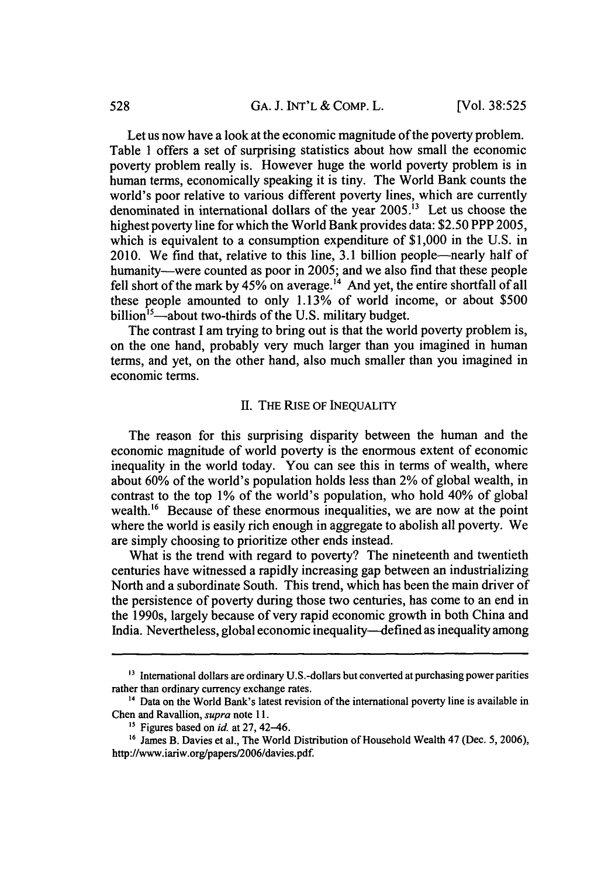Let us now have a look at the economic magnitude of the poverty problem. Table 1 offers a set of surprising statistics about how small the economic poverty problem really is. However huge the world poverty problem is in human terms, economically speaking it is tiny. The World Bank counts the world's poor relative to various different poverty lines, which are currently denominated in international dollars of the year 2005.[13] Let us choose the highest poverty line for which the World Bank provides data: $2.50 PPP 2005, which is equivalent to a consumption expenditure of $1,000 in the U.S. in 2010. We find that, relative to this line, 3.1 billion people—nearly half of humanity—were counted as poor in 2005; and we also find that these people fell short of the mark by 45% on average.[14] And yet, the entire shortfall of all these people amounted to only 1.13% of world income, or about $500 billion[15]—about two-thirds of the U.S. military budget.

The contrast I am trying to bring out is that the world poverty problem is, on the one hand, probably very much larger than you imagined in human terms, and yet, on the other hand, also much smaller than you imagined in economic terms.

## II. THE RISE OF INEQUALITY

The reason for this surprising disparity between the human and the economic magnitude of world poverty is the enormous extent of economic inequality in the world today. You can see this in terms of wealth, where about 60% of the world's population holds less than 2% of global wealth, in contrast to the top 1% of the world's population, who hold 40% of global wealth.[16] Because of these enormous inequalities, we are now at the point where the world is easily rich enough in aggregate to abolish all poverty. We are simply choosing to prioritize other ends instead.

What is the trend with regard to poverty? The nineteenth and twentieth centuries have witnessed a rapidly increasing gap between an industrializing North and a subordinate South. This trend, which has been the main driver of the persistence of poverty during those two centuries, has come to an end in the 1990s, largely because of very rapid economic growth in both China and India. Nevertheless, global economic inequality—defined as inequality among

---

[13] International dollars are ordinary U.S.-dollars but converted at purchasing power parities rather than ordinary currency exchange rates.

[14] Data on the World Bank's latest revision of the international poverty line is available in Chen and Ravallion, *supra* note 11.

[15] Figures based on *id.* at 27, 42–46.

[16] James B. Davies et al., The World Distribution of Household Wealth 47 (Dec. 5, 2006), http://www.iariw.org/papers/2006/davies.pdf.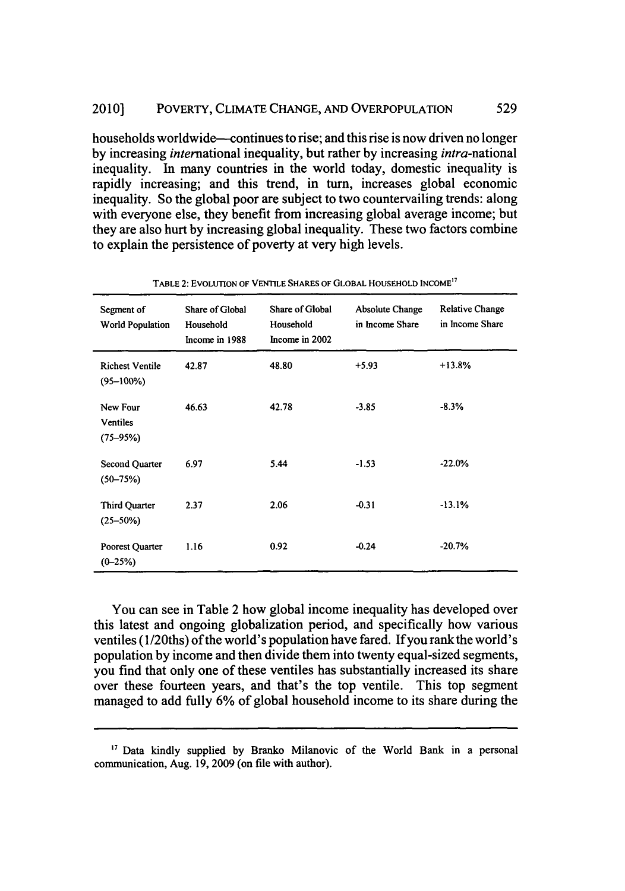households worldwide—continues to rise; and this rise is now driven no longer by increasing *inter*national inequality, but rather by increasing *intra*-national inequality. In many countries in the world today, domestic inequality is rapidly increasing; and this trend, in turn, increases global economic inequality. So the global poor are subject to two countervailing trends: along with everyone else, they benefit from increasing global average income; but they are also hurt by increasing global inequality. These two factors combine to explain the persistence of poverty at very high levels.

TABLE 2: EVOLUTION OF VENTILE SHARES OF GLOBAL HOUSEHOLD INCOME[17]

| Segment of World Population | Share of Global Household Income in 1988 | Share of Global Household Income in 2002 | Absolute Change in Income Share | Relative Change in Income Share |
|---|---|---|---|---|
| Richest Ventile (95–100%) | 42.87 | 48.80 | +5.93 | +13.8% |
| Next Four Ventiles (75–95%) | 46.63 | 42.78 | -3.85 | -8.3% |
| Second Quarter (50–75%) | 6.97 | 5.44 | -1.53 | -22.0% |
| Third Quarter (25–50%) | 2.37 | 2.06 | -0.31 | -13.1% |
| Poorest Quarter (0–25%) | 1.16 | 0.92 | -0.24 | -20.7% |

You can see in Table 2 how global income inequality has developed over this latest and ongoing globalization period, and specifically how various ventiles (1/20ths) of the world's population have fared. If you rank the world's population by income and then divide them into twenty equal-sized segments, you find that only one of these ventiles has substantially increased its share over these fourteen years, and that's the top ventile. This top segment managed to add fully 6% of global household income to its share during the

---

[17] Data kindly supplied by Branko Milanovic of the World Bank in a personal communication, Aug. 19, 2009 (on file with author).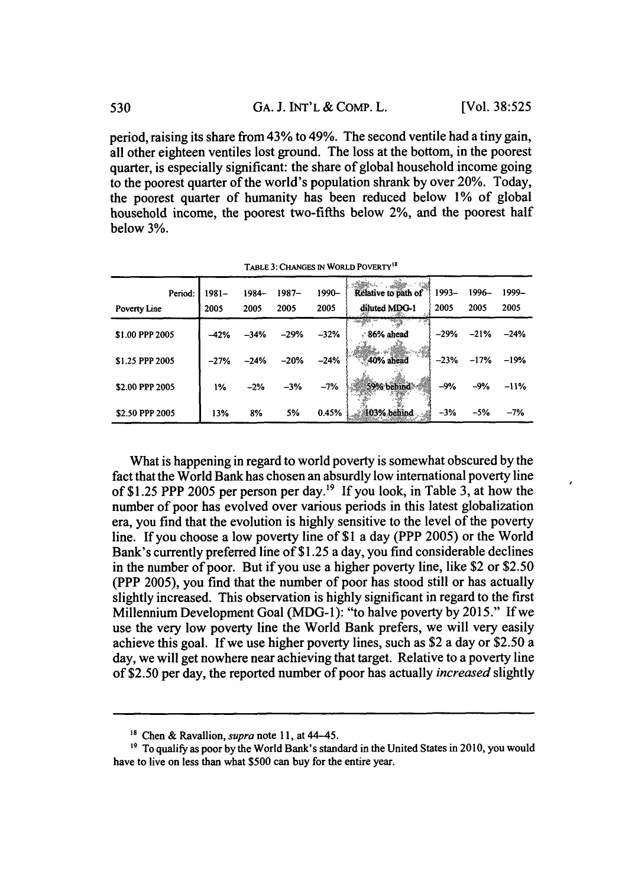period, raising its share from 43% to 49%. The second ventile had a tiny gain, all other eighteen ventiles lost ground. The loss at the bottom, in the poorest quarter, is especially significant: the share of global household income going to the poorest quarter of the world's population shrank by over 20%. Today, the poorest quarter of humanity has been reduced below 1% of global household income, the poorest two-fifths below 2%, and the poorest half below 3%.

TABLE 3: CHANGES IN WORLD POVERTY[18]

| Period: Poverty Line | 1981–2005 | 1984–2005 | 1987–2005 | 1990–2005 | Relative to path of diluted MDG-1 | 1993–2005 | 1996–2005 | 1999–2005 |
|---|---|---|---|---|---|---|---|---|
| $1.00 PPP 2005 | –42% | –34% | –29% | –32% | 86% ahead | –29% | –21% | –24% |
| $1.25 PPP 2005 | –27% | –24% | –20% | –24% | 40% ahead | –23% | –17% | –19% |
| $2.00 PPP 2005 | 1% | –2% | –3% | –7% | 59% behind | –9% | –9% | –11% |
| $2.50 PPP 2005 | 13% | 8% | 5% | 0.45% | 103% behind | –3% | –5% | –7% |

What is happening in regard to world poverty is somewhat obscured by the fact that the World Bank has chosen an absurdly low international poverty line of $1.25 PPP 2005 per person per day.[19] If you look, in Table 3, at how the number of poor has evolved over various periods in this latest globalization era, you find that the evolution is highly sensitive to the level of the poverty line. If you choose a low poverty line of $1 a day (PPP 2005) or the World Bank's currently preferred line of $1.25 a day, you find considerable declines in the number of poor. But if you use a higher poverty line, like $2 or $2.50 (PPP 2005), you find that the number of poor has stood still or has actually slightly increased. This observation is highly significant in regard to the first Millennium Development Goal (MDG-1): "to halve poverty by 2015." If we use the very low poverty line the World Bank prefers, we will very easily achieve this goal. If we use higher poverty lines, such as $2 a day or $2.50 a day, we will get nowhere near achieving that target. Relative to a poverty line of $2.50 per day, the reported number of poor has actually *increased* slightly

---

[18] Chen & Ravallion, *supra* note 11, at 44–45.

[19] To qualify as poor by the World Bank's standard in the United States in 2010, you would have to live on less than what $500 can buy for the entire year.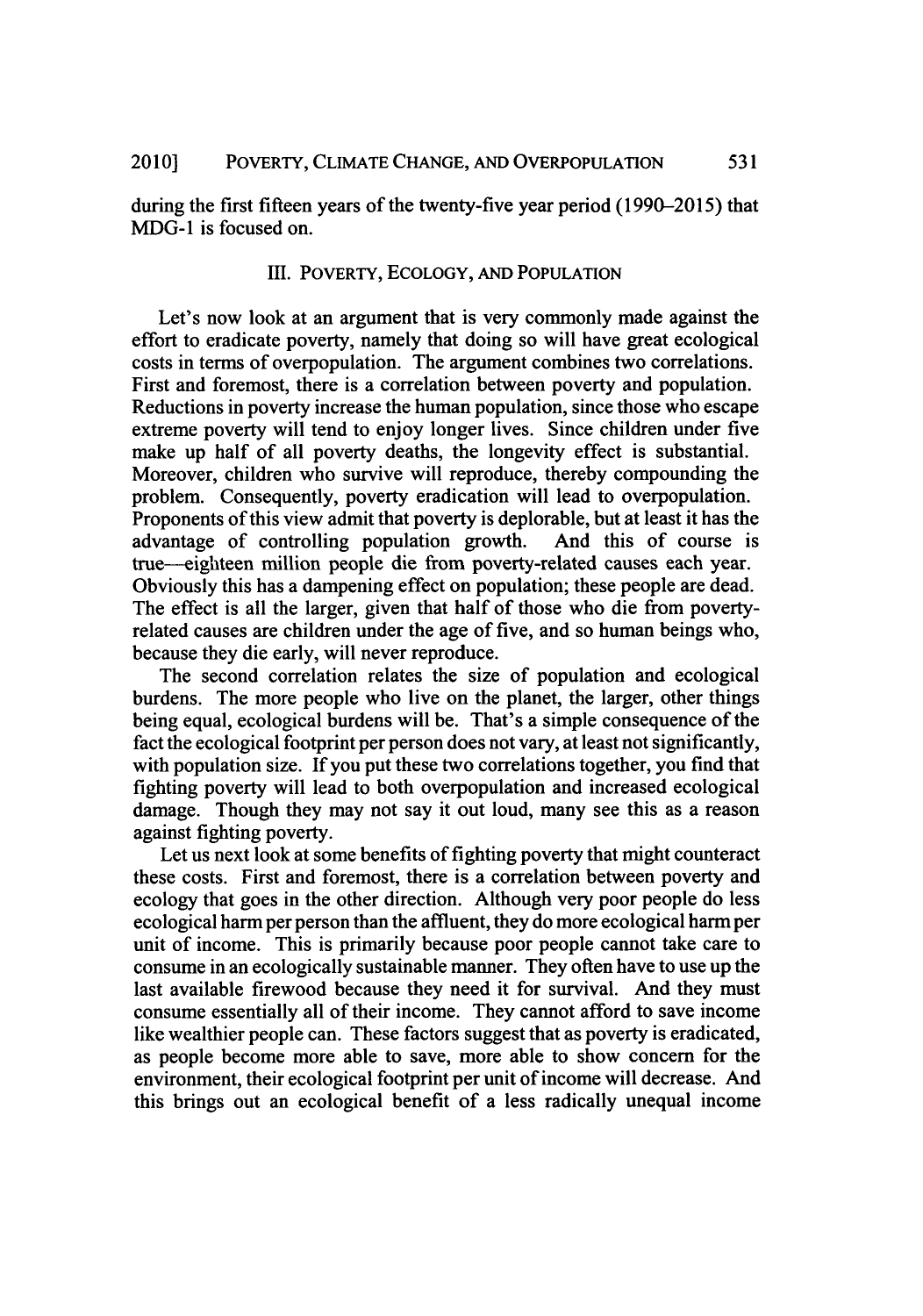during the first fifteen years of the twenty-five year period (1990–2015) that MDG-1 is focused on.

## III. POVERTY, ECOLOGY, AND POPULATION

Let's now look at an argument that is very commonly made against the effort to eradicate poverty, namely that doing so will have great ecological costs in terms of overpopulation. The argument combines two correlations. First and foremost, there is a correlation between poverty and population. Reductions in poverty increase the human population, since those who escape extreme poverty will tend to enjoy longer lives. Since children under five make up half of all poverty deaths, the longevity effect is substantial. Moreover, children who survive will reproduce, thereby compounding the problem. Consequently, poverty eradication will lead to overpopulation. Proponents of this view admit that poverty is deplorable, but at least it has the advantage of controlling population growth. And this of course is true—eighteen million people die from poverty-related causes each year. Obviously this has a dampening effect on population; these people are dead. The effect is all the larger, given that half of those who die from poverty-related causes are children under the age of five, and so human beings who, because they die early, will never reproduce.

The second correlation relates the size of population and ecological burdens. The more people who live on the planet, the larger, other things being equal, ecological burdens will be. That's a simple consequence of the fact the ecological footprint per person does not vary, at least not significantly, with population size. If you put these two correlations together, you find that fighting poverty will lead to both overpopulation and increased ecological damage. Though they may not say it out loud, many see this as a reason against fighting poverty.

Let us next look at some benefits of fighting poverty that might counteract these costs. First and foremost, there is a correlation between poverty and ecology that goes in the other direction. Although very poor people do less ecological harm per person than the affluent, they do more ecological harm per unit of income. This is primarily because poor people cannot take care to consume in an ecologically sustainable manner. They often have to use up the last available firewood because they need it for survival. And they must consume essentially all of their income. They cannot afford to save income like wealthier people can. These factors suggest that as poverty is eradicated, as people become more able to save, more able to show concern for the environment, their ecological footprint per unit of income will decrease. And this brings out an ecological benefit of a less radically unequal income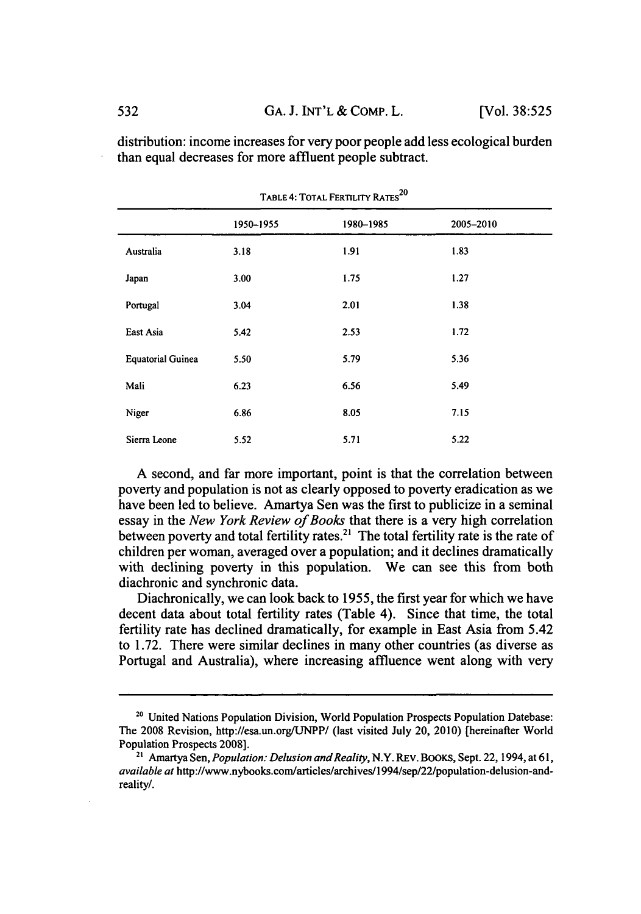distribution: income increases for very poor people add less ecological burden than equal decreases for more affluent people subtract.

TABLE 4: TOTAL FERTILITY RATES[20]

| | 1950–1955 | 1980–1985 | 2005–2010 |
|---|---|---|---|
| Australia | 3.18 | 1.91 | 1.83 |
| Japan | 3.00 | 1.75 | 1.27 |
| Portugal | 3.04 | 2.01 | 1.38 |
| East Asia | 5.42 | 2.53 | 1.72 |
| Equatorial Guinea | 5.50 | 5.79 | 5.36 |
| Mali | 6.23 | 6.56 | 5.49 |
| Niger | 6.86 | 8.05 | 7.15 |
| Sierra Leone | 5.52 | 5.71 | 5.22 |

A second, and far more important, point is that the correlation between poverty and population is not as clearly opposed to poverty eradication as we have been led to believe. Amartya Sen was the first to publicize in a seminal essay in the *New York Review of Books* that there is a very high correlation between poverty and total fertility rates.[21] The total fertility rate is the rate of children per woman, averaged over a population; and it declines dramatically with declining poverty in this population. We can see this from both diachronic and synchronic data.

Diachronically, we can look back to 1955, the first year for which we have decent data about total fertility rates (Table 4). Since that time, the total fertility rate has declined dramatically, for example in East Asia from 5.42 to 1.72. There were similar declines in many other countries (as diverse as Portugal and Australia), where increasing affluence went along with very

---

[20] United Nations Population Division, World Population Prospects Population Datebase: The 2008 Revision, http://esa.un.org/UNPP/ (last visited July 20, 2010) [hereinafter World Population Prospects 2008].

[21] Amartya Sen, *Population: Delusion and Reality*, N.Y. REV. BOOKS, Sept. 22, 1994, at 61, *available at* http://www.nybooks.com/articles/archives/1994/sep/22/population-delusion-and-reality/.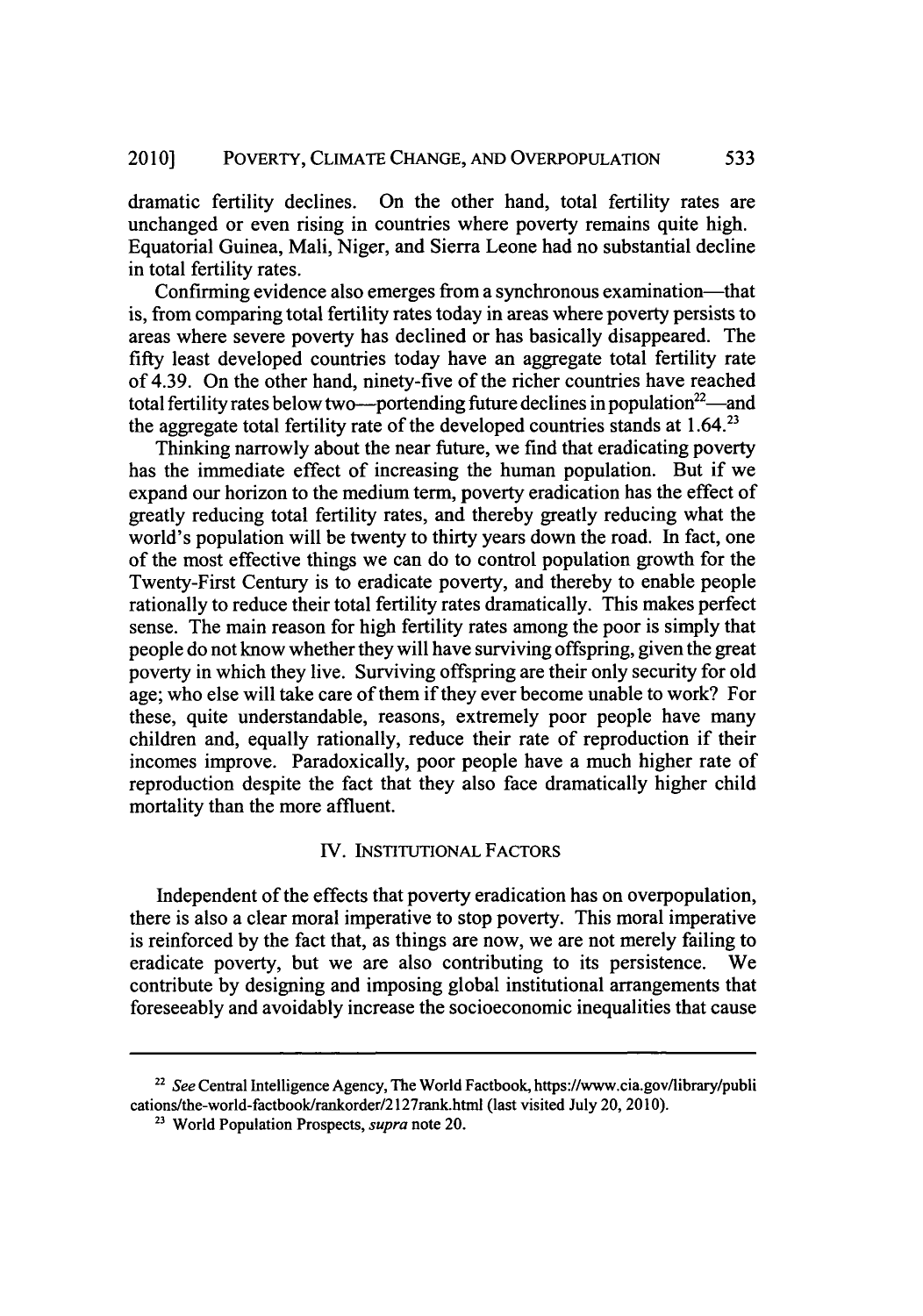dramatic fertility declines. On the other hand, total fertility rates are unchanged or even rising in countries where poverty remains quite high. Equatorial Guinea, Mali, Niger, and Sierra Leone had no substantial decline in total fertility rates.

Confirming evidence also emerges from a synchronous examination—that is, from comparing total fertility rates today in areas where poverty persists to areas where severe poverty has declined or has basically disappeared. The fifty least developed countries today have an aggregate total fertility rate of 4.39. On the other hand, ninety-five of the richer countries have reached total fertility rates below two—portending future declines in population[22]—and the aggregate total fertility rate of the developed countries stands at 1.64.[23]

Thinking narrowly about the near future, we find that eradicating poverty has the immediate effect of increasing the human population. But if we expand our horizon to the medium term, poverty eradication has the effect of greatly reducing total fertility rates, and thereby greatly reducing what the world's population will be twenty to thirty years down the road. In fact, one of the most effective things we can do to control population growth for the Twenty-First Century is to eradicate poverty, and thereby to enable people rationally to reduce their total fertility rates dramatically. This makes perfect sense. The main reason for high fertility rates among the poor is simply that people do not know whether they will have surviving offspring, given the great poverty in which they live. Surviving offspring are their only security for old age; who else will take care of them if they ever become unable to work? For these, quite understandable, reasons, extremely poor people have many children and, equally rationally, reduce their rate of reproduction if their incomes improve. Paradoxically, poor people have a much higher rate of reproduction despite the fact that they also face dramatically higher child mortality than the more affluent.

## IV. INSTITUTIONAL FACTORS

Independent of the effects that poverty eradication has on overpopulation, there is also a clear moral imperative to stop poverty. This moral imperative is reinforced by the fact that, as things are now, we are not merely failing to eradicate poverty, but we are also contributing to its persistence. We contribute by designing and imposing global institutional arrangements that foreseeably and avoidably increase the socioeconomic inequalities that cause

---

[22] *See* Central Intelligence Agency, The World Factbook, https://www.cia.gov/library/publications/the-world-factbook/rankorder/2127rank.html (last visited July 20, 2010).

[23] World Population Prospects, *supra* note 20.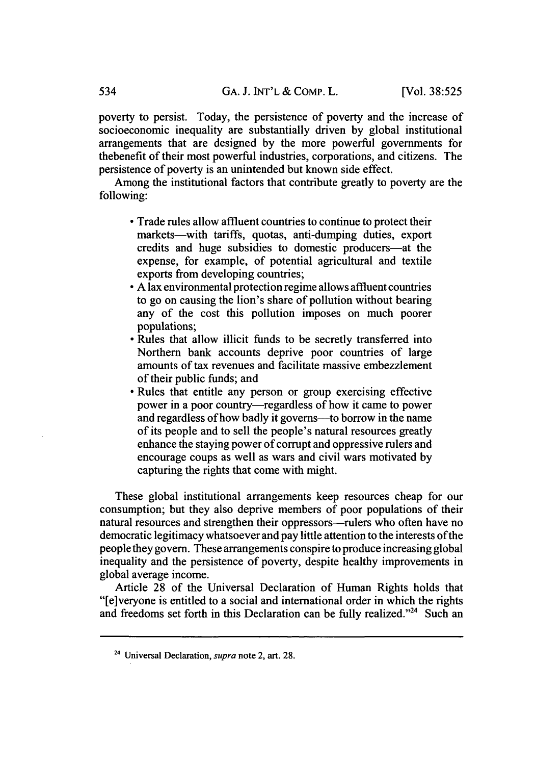poverty to persist. Today, the persistence of poverty and the increase of socioeconomic inequality are substantially driven by global institutional arrangements that are designed by the more powerful governments for thebenefit of their most powerful industries, corporations, and citizens. The persistence of poverty is an unintended but known side effect.

Among the institutional factors that contribute greatly to poverty are the following:

- Trade rules allow affluent countries to continue to protect their markets—with tariffs, quotas, anti-dumping duties, export credits and huge subsidies to domestic producers—at the expense, for example, of potential agricultural and textile exports from developing countries;
- A lax environmental protection regime allows affluent countries to go on causing the lion's share of pollution without bearing any of the cost this pollution imposes on much poorer populations;
- Rules that allow illicit funds to be secretly transferred into Northern bank accounts deprive poor countries of large amounts of tax revenues and facilitate massive embezzlement of their public funds; and
- Rules that entitle any person or group exercising effective power in a poor country—regardless of how it came to power and regardless of how badly it governs—to borrow in the name of its people and to sell the people's natural resources greatly enhance the staying power of corrupt and oppressive rulers and encourage coups as well as wars and civil wars motivated by capturing the rights that come with might.

These global institutional arrangements keep resources cheap for our consumption; but they also deprive members of poor populations of their natural resources and strengthen their oppressors—rulers who often have no democratic legitimacy whatsoever and pay little attention to the interests of the people they govern. These arrangements conspire to produce increasing global inequality and the persistence of poverty, despite healthy improvements in global average income.

Article 28 of the Universal Declaration of Human Rights holds that "[e]veryone is entitled to a social and international order in which the rights and freedoms set forth in this Declaration can be fully realized."[24] Such an

---

[24] Universal Declaration, *supra* note 2, art. 28.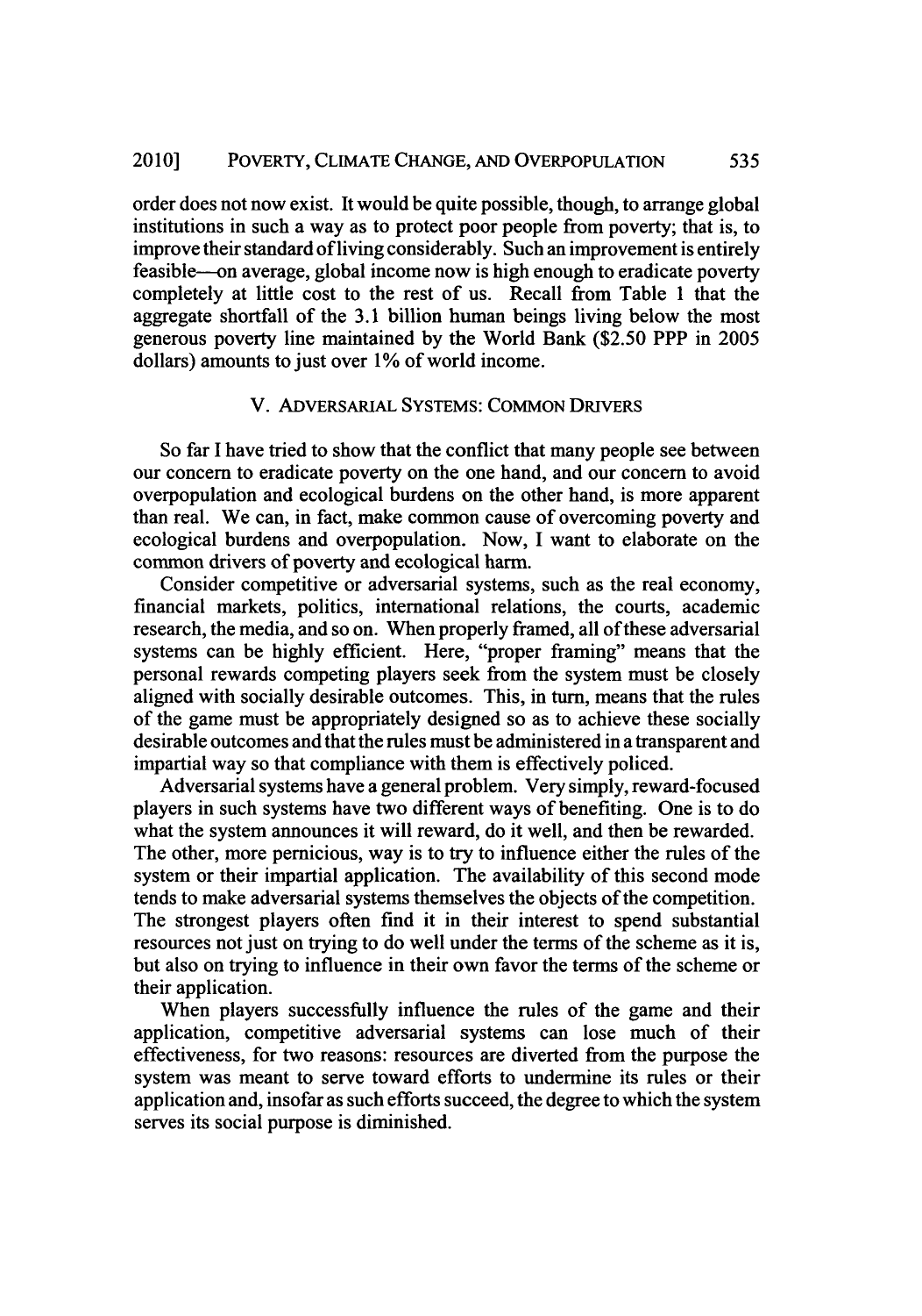order does not now exist. It would be quite possible, though, to arrange global institutions in such a way as to protect poor people from poverty; that is, to improve their standard of living considerably. Such an improvement is entirely feasible—on average, global income now is high enough to eradicate poverty completely at little cost to the rest of us. Recall from Table 1 that the aggregate shortfall of the 3.1 billion human beings living below the most generous poverty line maintained by the World Bank ($2.50 PPP in 2005 dollars) amounts to just over 1% of world income.

## V. ADVERSARIAL SYSTEMS: COMMON DRIVERS

So far I have tried to show that the conflict that many people see between our concern to eradicate poverty on the one hand, and our concern to avoid overpopulation and ecological burdens on the other hand, is more apparent than real. We can, in fact, make common cause of overcoming poverty and ecological burdens and overpopulation. Now, I want to elaborate on the common drivers of poverty and ecological harm.

Consider competitive or adversarial systems, such as the real economy, financial markets, politics, international relations, the courts, academic research, the media, and so on. When properly framed, all of these adversarial systems can be highly efficient. Here, "proper framing" means that the personal rewards competing players seek from the system must be closely aligned with socially desirable outcomes. This, in turn, means that the rules of the game must be appropriately designed so as to achieve these socially desirable outcomes and that the rules must be administered in a transparent and impartial way so that compliance with them is effectively policed.

Adversarial systems have a general problem. Very simply, reward-focused players in such systems have two different ways of benefiting. One is to do what the system announces it will reward, do it well, and then be rewarded. The other, more pernicious, way is to try to influence either the rules of the system or their impartial application. The availability of this second mode tends to make adversarial systems themselves the objects of the competition. The strongest players often find it in their interest to spend substantial resources not just on trying to do well under the terms of the scheme as it is, but also on trying to influence in their own favor the terms of the scheme or their application.

When players successfully influence the rules of the game and their application, competitive adversarial systems can lose much of their effectiveness, for two reasons: resources are diverted from the purpose the system was meant to serve toward efforts to undermine its rules or their application and, insofar as such efforts succeed, the degree to which the system serves its social purpose is diminished.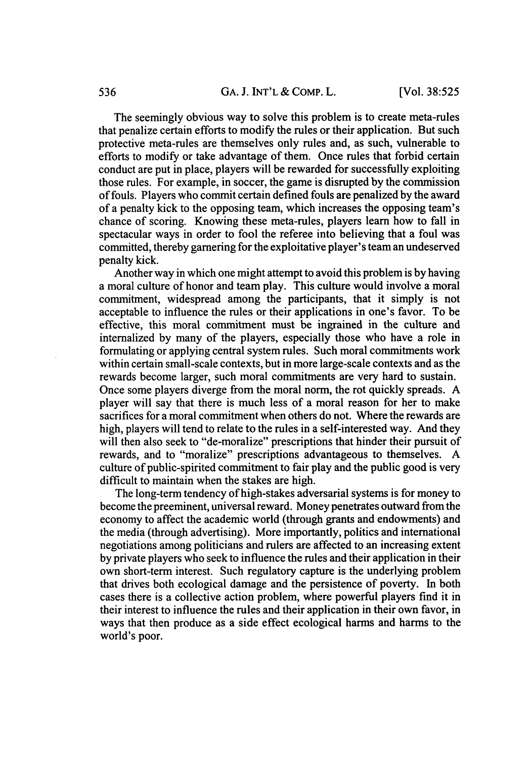The seemingly obvious way to solve this problem is to create meta-rules that penalize certain efforts to modify the rules or their application. But such protective meta-rules are themselves only rules and, as such, vulnerable to efforts to modify or take advantage of them. Once rules that forbid certain conduct are put in place, players will be rewarded for successfully exploiting those rules. For example, in soccer, the game is disrupted by the commission of fouls. Players who commit certain defined fouls are penalized by the award of a penalty kick to the opposing team, which increases the opposing team's chance of scoring. Knowing these meta-rules, players learn how to fall in spectacular ways in order to fool the referee into believing that a foul was committed, thereby garnering for the exploitative player's team an undeserved penalty kick.

Another way in which one might attempt to avoid this problem is by having a moral culture of honor and team play. This culture would involve a moral commitment, widespread among the participants, that it simply is not acceptable to influence the rules or their applications in one's favor. To be effective, this moral commitment must be ingrained in the culture and internalized by many of the players, especially those who have a role in formulating or applying central system rules. Such moral commitments work within certain small-scale contexts, but in more large-scale contexts and as the rewards become larger, such moral commitments are very hard to sustain. Once some players diverge from the moral norm, the rot quickly spreads. A player will say that there is much less of a moral reason for her to make sacrifices for a moral commitment when others do not. Where the rewards are high, players will tend to relate to the rules in a self-interested way. And they will then also seek to "de-moralize" prescriptions that hinder their pursuit of rewards, and to "moralize" prescriptions advantageous to themselves. A culture of public-spirited commitment to fair play and the public good is very difficult to maintain when the stakes are high.

The long-term tendency of high-stakes adversarial systems is for money to become the preeminent, universal reward. Money penetrates outward from the economy to affect the academic world (through grants and endowments) and the media (through advertising). More importantly, politics and international negotiations among politicians and rulers are affected to an increasing extent by private players who seek to influence the rules and their application in their own short-term interest. Such regulatory capture is the underlying problem that drives both ecological damage and the persistence of poverty. In both cases there is a collective action problem, where powerful players find it in their interest to influence the rules and their application in their own favor, in ways that then produce as a side effect ecological harms and harms to the world's poor.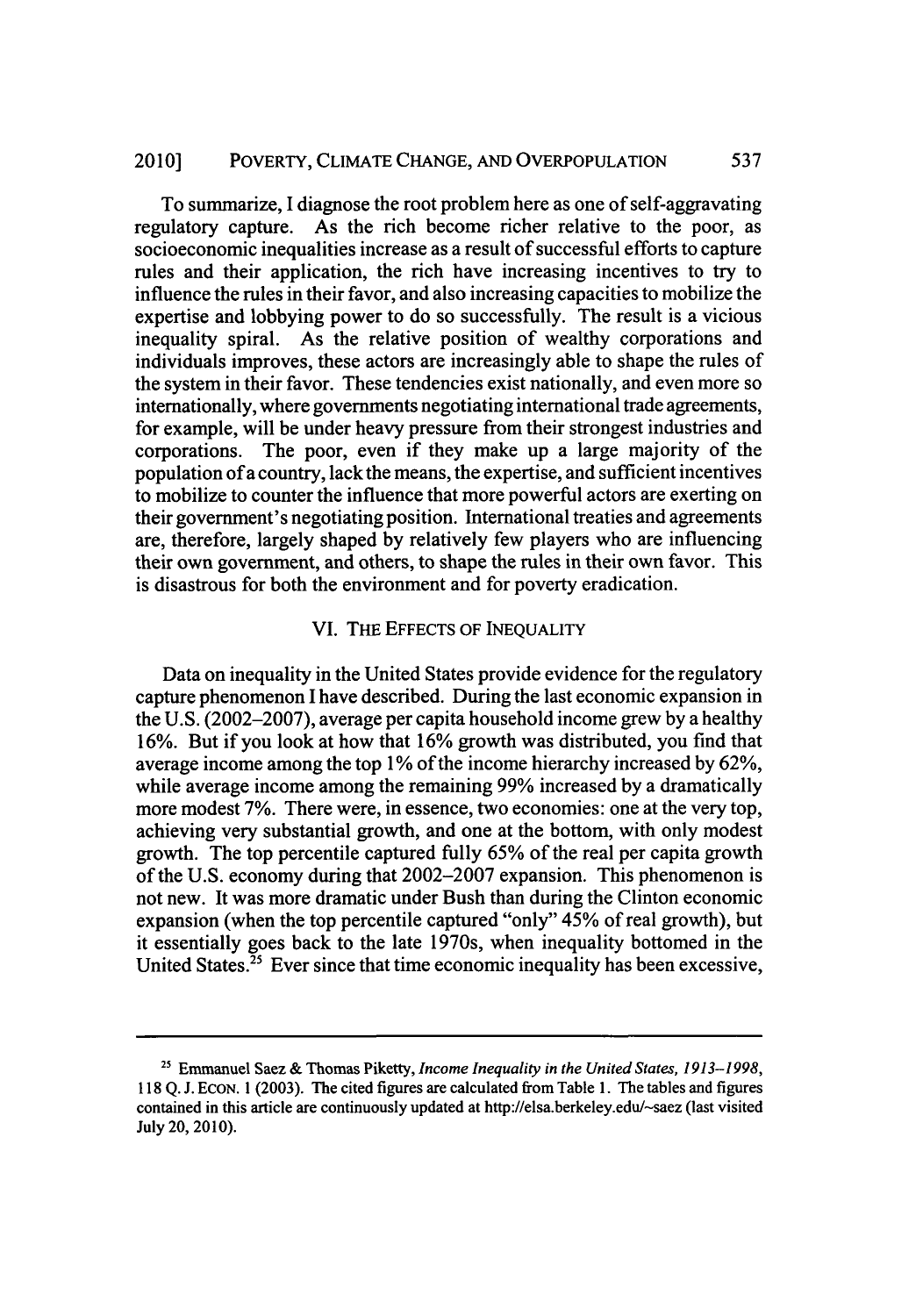To summarize, I diagnose the root problem here as one of self-aggravating regulatory capture. As the rich become richer relative to the poor, as socioeconomic inequalities increase as a result of successful efforts to capture rules and their application, the rich have increasing incentives to try to influence the rules in their favor, and also increasing capacities to mobilize the expertise and lobbying power to do so successfully. The result is a vicious inequality spiral. As the relative position of wealthy corporations and individuals improves, these actors are increasingly able to shape the rules of the system in their favor. These tendencies exist nationally, and even more so internationally, where governments negotiating international trade agreements, for example, will be under heavy pressure from their strongest industries and corporations. The poor, even if they make up a large majority of the population of a country, lack the means, the expertise, and sufficient incentives to mobilize to counter the influence that more powerful actors are exerting on their government's negotiating position. International treaties and agreements are, therefore, largely shaped by relatively few players who are influencing their own government, and others, to shape the rules in their own favor. This is disastrous for both the environment and for poverty eradication.

## VI. THE EFFECTS OF INEQUALITY

Data on inequality in the United States provide evidence for the regulatory capture phenomenon I have described. During the last economic expansion in the U.S. (2002–2007), average per capita household income grew by a healthy 16%. But if you look at how that 16% growth was distributed, you find that average income among the top 1% of the income hierarchy increased by 62%, while average income among the remaining 99% increased by a dramatically more modest 7%. There were, in essence, two economies: one at the very top, achieving very substantial growth, and one at the bottom, with only modest growth. The top percentile captured fully 65% of the real per capita growth of the U.S. economy during that 2002–2007 expansion. This phenomenon is not new. It was more dramatic under Bush than during the Clinton economic expansion (when the top percentile captured "only" 45% of real growth), but it essentially goes back to the late 1970s, when inequality bottomed in the United States.[25] Ever since that time economic inequality has been excessive,

---

[25] Emmanuel Saez & Thomas Piketty, *Income Inequality in the United States, 1913–1998*, 118 Q. J. ECON. 1 (2003). The cited figures are calculated from Table 1. The tables and figures contained in this article are continuously updated at http://elsa.berkeley.edu/~saez (last visited July 20, 2010).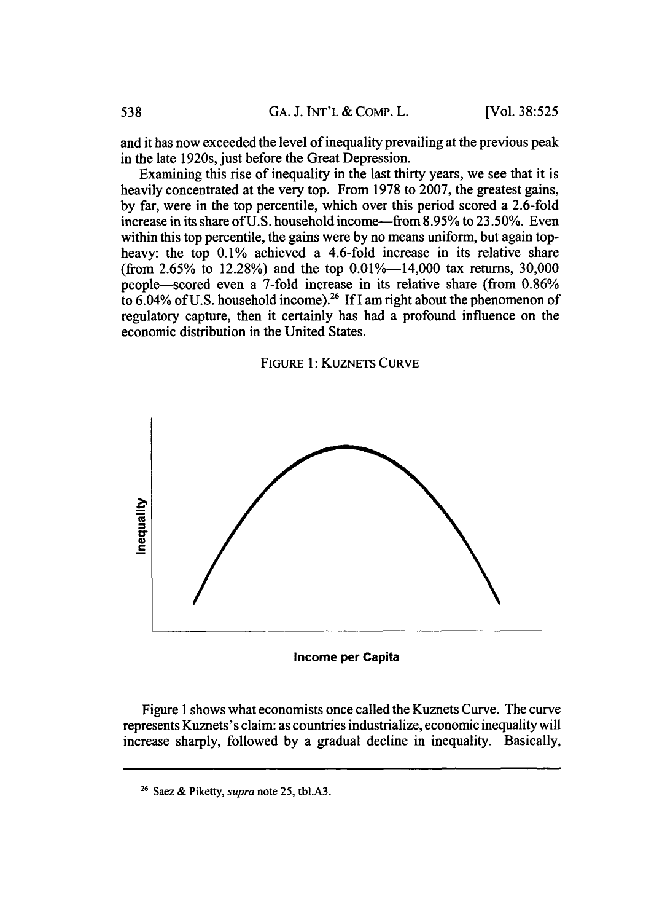and it has now exceeded the level of inequality prevailing at the previous peak in the late 1920s, just before the Great Depression.

Examining this rise of inequality in the last thirty years, we see that it is heavily concentrated at the very top. From 1978 to 2007, the greatest gains, by far, were in the top percentile, which over this period scored a 2.6-fold increase in its share of U.S. household income—from 8.95% to 23.50%. Even within this top percentile, the gains were by no means uniform, but again top-heavy: the top 0.1% achieved a 4.6-fold increase in its relative share (from 2.65% to 12.28%) and the top 0.01%—14,000 tax returns, 30,000 people—scored even a 7-fold increase in its relative share (from 0.86% to 6.04% of U.S. household income).[26] If I am right about the phenomenon of regulatory capture, then it certainly has had a profound influence on the economic distribution in the United States.

FIGURE 1: KUZNETS CURVE

Inequality

Income per Capita

Figure 1 shows what economists once called the Kuznets Curve. The curve represents Kuznets's claim: as countries industrialize, economic inequality will increase sharply, followed by a gradual decline in inequality. Basically,

---

[26] Saez & Piketty, *supra* note 25, tbl.A3.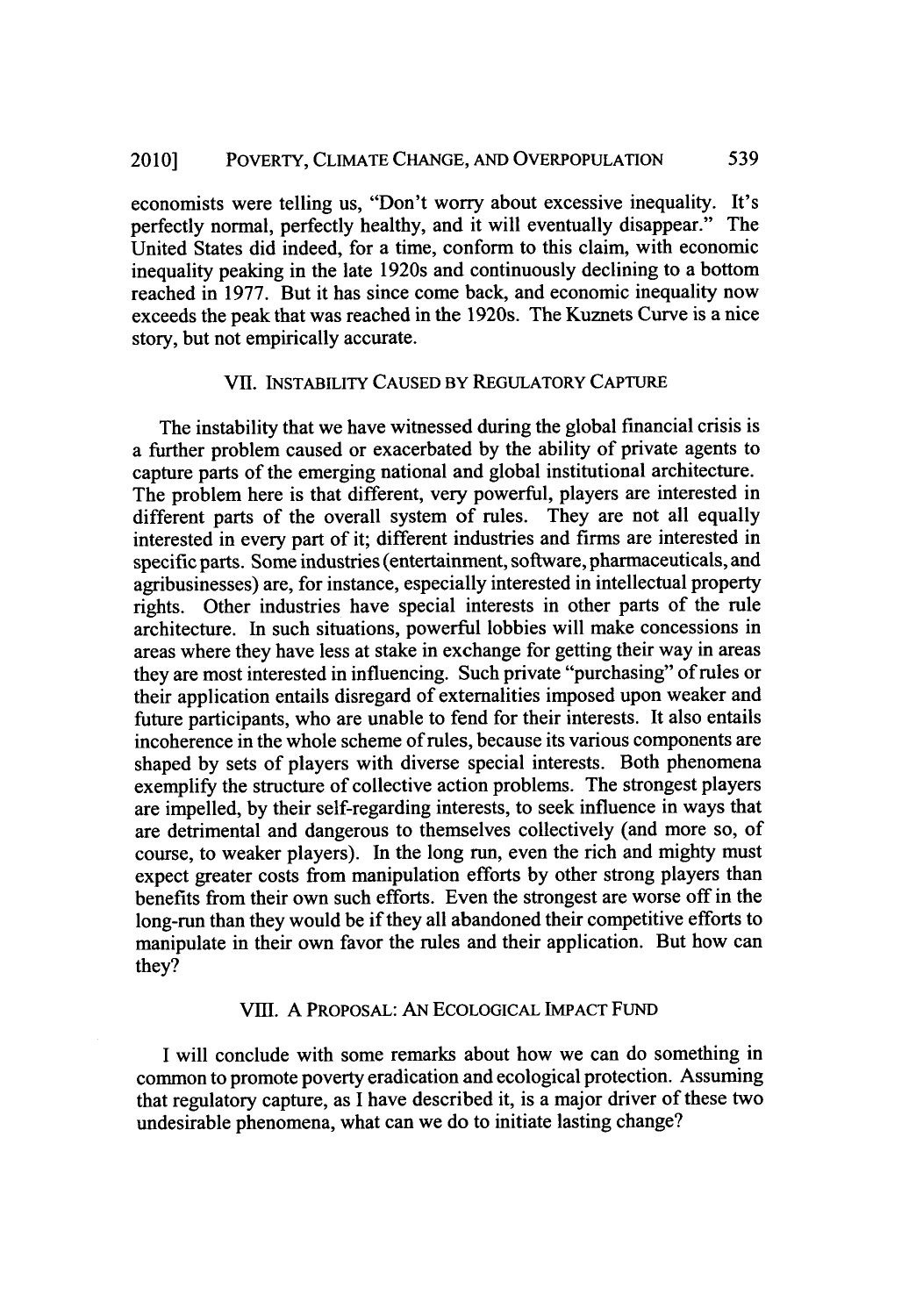economists were telling us, "Don't worry about excessive inequality. It's perfectly normal, perfectly healthy, and it will eventually disappear." The United States did indeed, for a time, conform to this claim, with economic inequality peaking in the late 1920s and continuously declining to a bottom reached in 1977. But it has since come back, and economic inequality now exceeds the peak that was reached in the 1920s. The Kuznets Curve is a nice story, but not empirically accurate.

## VII. INSTABILITY CAUSED BY REGULATORY CAPTURE

The instability that we have witnessed during the global financial crisis is a further problem caused or exacerbated by the ability of private agents to capture parts of the emerging national and global institutional architecture. The problem here is that different, very powerful, players are interested in different parts of the overall system of rules. They are not all equally interested in every part of it; different industries and firms are interested in specific parts. Some industries (entertainment, software, pharmaceuticals, and agribusinesses) are, for instance, especially interested in intellectual property rights. Other industries have special interests in other parts of the rule architecture. In such situations, powerful lobbies will make concessions in areas where they have less at stake in exchange for getting their way in areas they are most interested in influencing. Such private "purchasing" of rules or their application entails disregard of externalities imposed upon weaker and future participants, who are unable to fend for their interests. It also entails incoherence in the whole scheme of rules, because its various components are shaped by sets of players with diverse special interests. Both phenomena exemplify the structure of collective action problems. The strongest players are impelled, by their self-regarding interests, to seek influence in ways that are detrimental and dangerous to themselves collectively (and more so, of course, to weaker players). In the long run, even the rich and mighty must expect greater costs from manipulation efforts by other strong players than benefits from their own such efforts. Even the strongest are worse off in the long-run than they would be if they all abandoned their competitive efforts to manipulate in their own favor the rules and their application. But how can they?

## VIII. A PROPOSAL: AN ECOLOGICAL IMPACT FUND

I will conclude with some remarks about how we can do something in common to promote poverty eradication and ecological protection. Assuming that regulatory capture, as I have described it, is a major driver of these two undesirable phenomena, what can we do to initiate lasting change?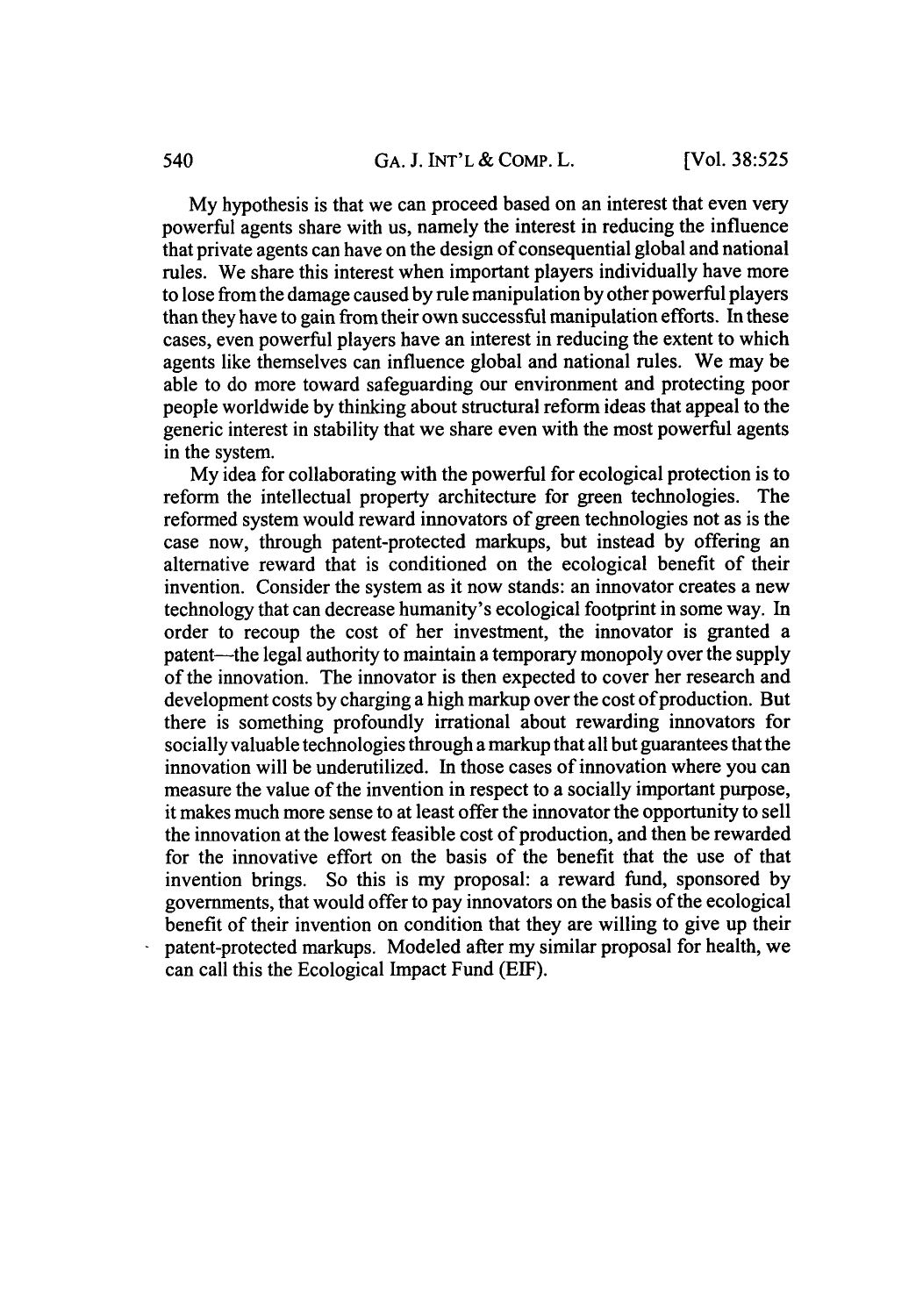My hypothesis is that we can proceed based on an interest that even very powerful agents share with us, namely the interest in reducing the influence that private agents can have on the design of consequential global and national rules. We share this interest when important players individually have more to lose from the damage caused by rule manipulation by other powerful players than they have to gain from their own successful manipulation efforts. In these cases, even powerful players have an interest in reducing the extent to which agents like themselves can influence global and national rules. We may be able to do more toward safeguarding our environment and protecting poor people worldwide by thinking about structural reform ideas that appeal to the generic interest in stability that we share even with the most powerful agents in the system.

My idea for collaborating with the powerful for ecological protection is to reform the intellectual property architecture for green technologies. The reformed system would reward innovators of green technologies not as is the case now, through patent-protected markups, but instead by offering an alternative reward that is conditioned on the ecological benefit of their invention. Consider the system as it now stands: an innovator creates a new technology that can decrease humanity's ecological footprint in some way. In order to recoup the cost of her investment, the innovator is granted a patent—the legal authority to maintain a temporary monopoly over the supply of the innovation. The innovator is then expected to cover her research and development costs by charging a high markup over the cost of production. But there is something profoundly irrational about rewarding innovators for socially valuable technologies through a markup that all but guarantees that the innovation will be underutilized. In those cases of innovation where you can measure the value of the invention in respect to a socially important purpose, it makes much more sense to at least offer the innovator the opportunity to sell the innovation at the lowest feasible cost of production, and then be rewarded for the innovative effort on the basis of the benefit that the use of that invention brings. So this is my proposal: a reward fund, sponsored by governments, that would offer to pay innovators on the basis of the ecological benefit of their invention on condition that they are willing to give up their patent-protected markups. Modeled after my similar proposal for health, we can call this the Ecological Impact Fund (EIF).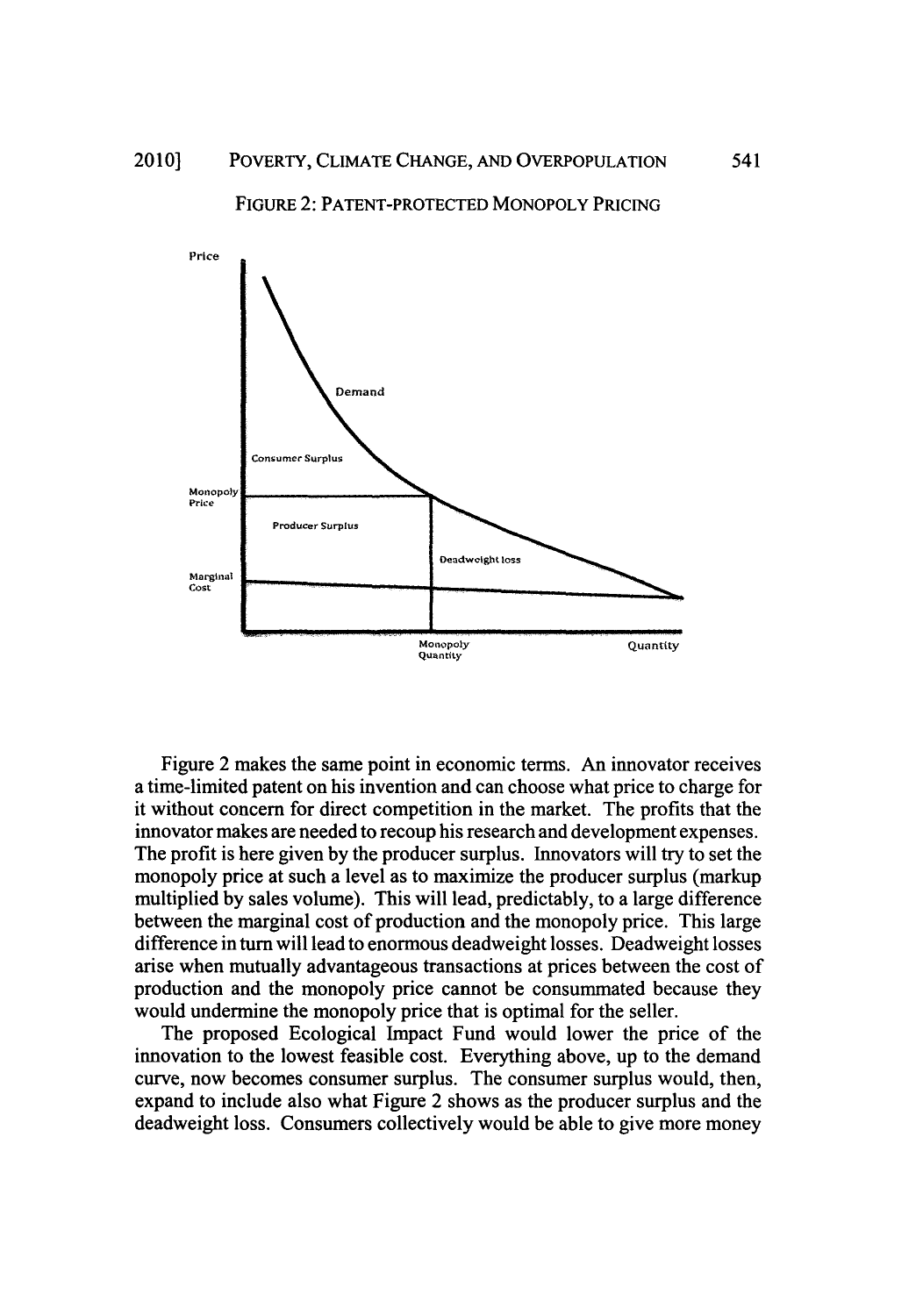FIGURE 2: PATENT-PROTECTED MONOPOLY PRICING

Figure 2 makes the same point in economic terms. An innovator receives a time-limited patent on his invention and can choose what price to charge for it without concern for direct competition in the market. The profits that the innovator makes are needed to recoup his research and development expenses. The profit is here given by the producer surplus. Innovators will try to set the monopoly price at such a level as to maximize the producer surplus (markup multiplied by sales volume). This will lead, predictably, to a large difference between the marginal cost of production and the monopoly price. This large difference in turn will lead to enormous deadweight losses. Deadweight losses arise when mutually advantageous transactions at prices between the cost of production and the monopoly price cannot be consummated because they would undermine the monopoly price that is optimal for the seller.

The proposed Ecological Impact Fund would lower the price of the innovation to the lowest feasible cost. Everything above, up to the demand curve, now becomes consumer surplus. The consumer surplus would, then, expand to include also what Figure 2 shows as the producer surplus and the deadweight loss. Consumers collectively would be able to give more money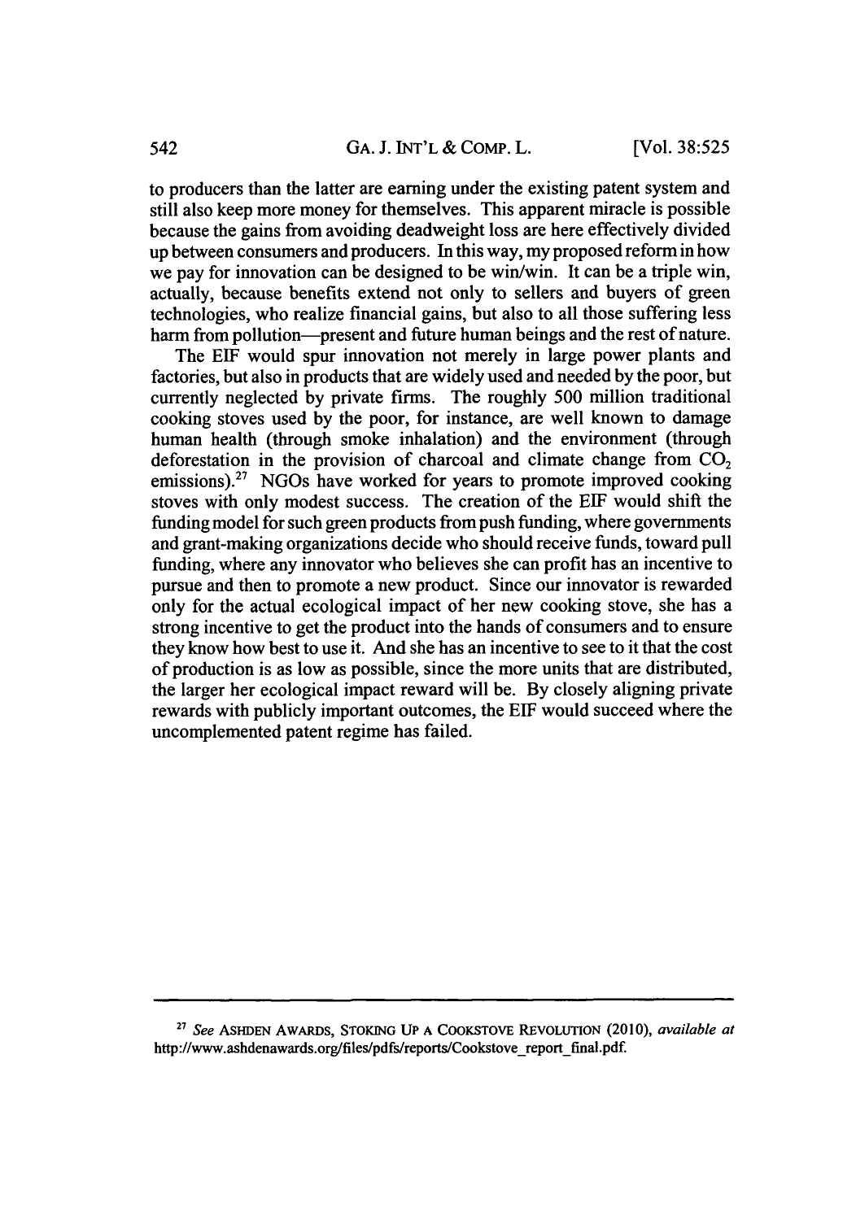to producers than the latter are earning under the existing patent system and still also keep more money for themselves. This apparent miracle is possible because the gains from avoiding deadweight loss are here effectively divided up between consumers and producers. In this way, my proposed reform in how we pay for innovation can be designed to be win/win. It can be a triple win, actually, because benefits extend not only to sellers and buyers of green technologies, who realize financial gains, but also to all those suffering less harm from pollution—present and future human beings and the rest of nature.

The EIF would spur innovation not merely in large power plants and factories, but also in products that are widely used and needed by the poor, but currently neglected by private firms. The roughly 500 million traditional cooking stoves used by the poor, for instance, are well known to damage human health (through smoke inhalation) and the environment (through deforestation in the provision of charcoal and climate change from $CO_2$ emissions).[27] NGOs have worked for years to promote improved cooking stoves with only modest success. The creation of the EIF would shift the funding model for such green products from push funding, where governments and grant-making organizations decide who should receive funds, toward pull funding, where any innovator who believes she can profit has an incentive to pursue and then to promote a new product. Since our innovator is rewarded only for the actual ecological impact of her new cooking stove, she has a strong incentive to get the product into the hands of consumers and to ensure they know how best to use it. And she has an incentive to see to it that the cost of production is as low as possible, since the more units that are distributed, the larger her ecological impact reward will be. By closely aligning private rewards with publicly important outcomes, the EIF would succeed where the uncomplemented patent regime has failed.

---

[27] *See* ASHDEN AWARDS, STOKING UP A COOKSTOVE REVOLUTION (2010), *available at* http://www.ashdenawards.org/files/pdfs/reports/Cookstove_report_final.pdf.